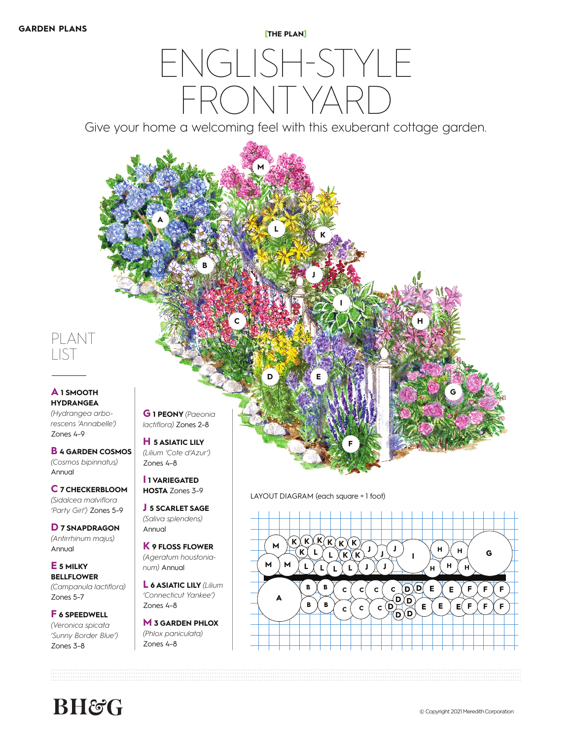GARDEN PLANS

[THE PLAN]

# ENGLISH-STYLE FRONT YARD

Give your home a welcoming feel with this exuberant cottage garden.

## PLANT LIST

**A 1 SMOOTH HYDRANGEA** *(Hydrangea arborescens 'Annabelle')* Zones 4–9

**B 4 GARDEN COSMOS** *(Cosmos bipinnatus)* Annual

**C 7 CHECKERBLOOM** *(Sidalcea malviflora 'Party Girl')* Zones 5–9

**D 7 SNAPDRAGON** *(Antirrhinum majus)* Annual

**E 5 MILKY BELLFLOWER** *(Campanula lactiflora)* Zones 5–7

**F 6 SPEEDWELL** *(Veronica spicata 'Sunny Border Blue')* Zones 3–8

**G 1 PEONY** *(Paeonia lactiflora)* Zones 2–8

**H 5 ASIATIC LILY** *(Lilium 'Cote d'Azur')* Zones 4–8

**I 1 VARIEGATED HOSTA** Zones 3–9

**J 5 SCARLET SAGE** *(Saliva splendens)* Annual

**K 9 FLOSS FLOWER** *(Ageratum houstonianum)* Annual

**L 6 ASIATIC LILY** *(Lilium 'Connecticut Yankee')* Zones 4–8

**M 3 GARDEN PHLOX** *(Phlox paniculata)* Zones 4–8

LAYOUT DIAGRAM (each square = 1 foot)

BH&G

© Copyright 2021 Meredith Corporation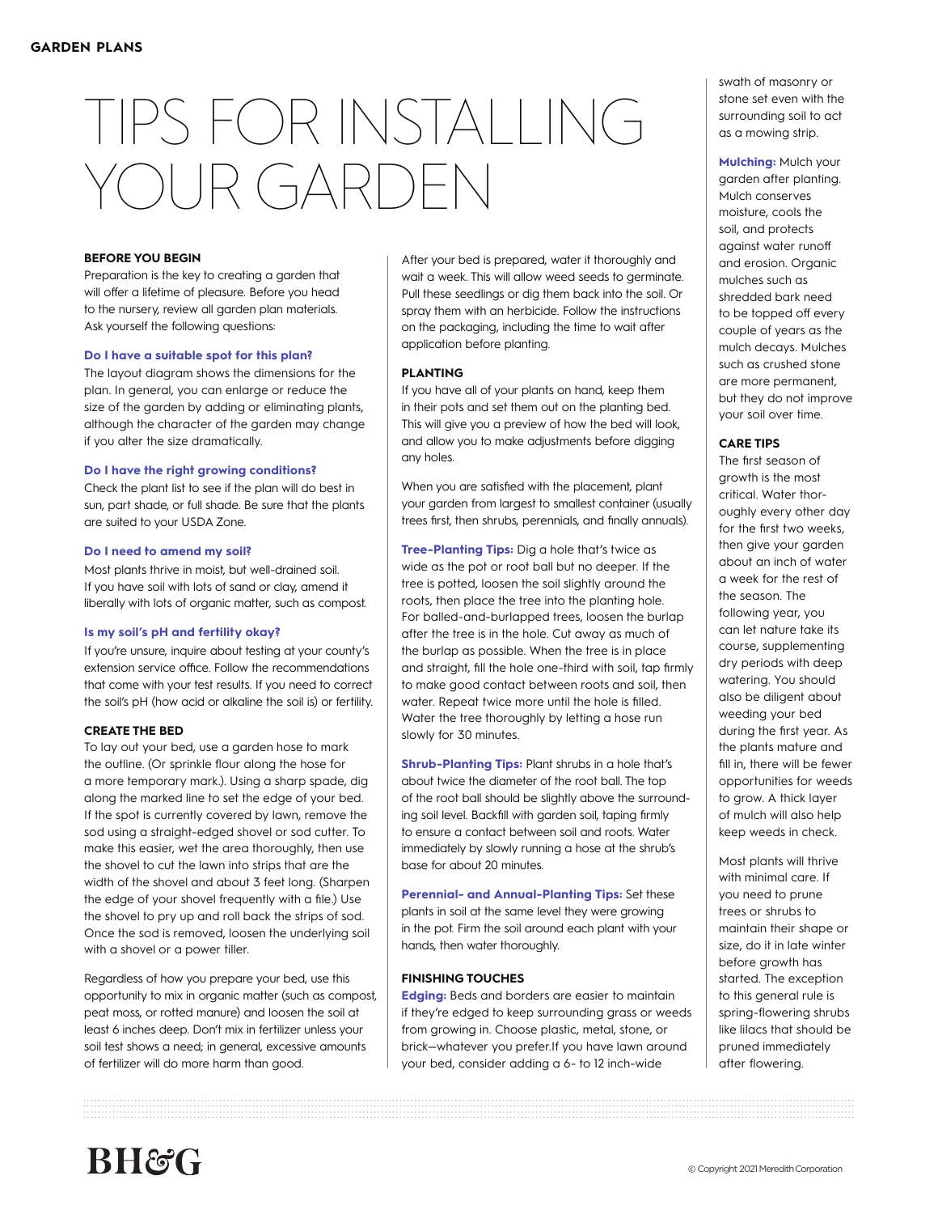# TIPS FOR INSTALLING YOUR GARDEN

## BEFORE YOU BEGIN

Preparation is the key to creating a garden that will offer a lifetime of pleasure. Before you head to the nursery, review all garden plan materials. Ask yourself the following questions:

### Do I have a suitable spot for this plan?

The layout diagram shows the dimensions for the plan. In general, you can enlarge or reduce the size of the garden by adding or eliminating plants, although the character of the garden may change if you alter the size dramatically.

### Do I have the right growing conditions?

Check the plant list to see if the plan will do best in sun, part shade, or full shade. Be sure that the plants are suited to your USDA Zone.

### Do I need to amend my soil?

Most plants thrive in moist, but well-drained soil. If you have soil with lots of sand or clay, amend it liberally with lots of organic matter, such as compost.

### Is my soil's pH and fertility okay?

If you're unsure, inquire about testing at your county's extension service office. Follow the recommendations that come with your test results. If you need to correct the soil's pH (how acid or alkaline the soil is) or fertility.

## CREATE THE BED

To lay out your bed, use a garden hose to mark the outline. (Or sprinkle flour along the hose for a more temporary mark.). Using a sharp spade, dig along the marked line to set the edge of your bed. If the spot is currently covered by lawn, remove the sod using a straight-edged shovel or sod cutter. To make this easier, wet the area thoroughly, then use the shovel to cut the lawn into strips that are the width of the shovel and about 3 feet long. (Sharpen the edge of your shovel frequently with a file.) Use the shovel to pry up and roll back the strips of sod. Once the sod is removed, loosen the underlying soil with a shovel or a power tiller.

Regardless of how you prepare your bed, use this opportunity to mix in organic matter (such as compost, peat moss, or rotted manure) and loosen the soil at least 6 inches deep. Don't mix in fertilizer unless your soil test shows a need; in general, excessive amounts of fertilizer will do more harm than good.

After your bed is prepared, water it thoroughly and wait a week. This will allow weed seeds to germinate. Pull these seedlings or dig them back into the soil. Or spray them with an herbicide. Follow the instructions on the packaging, including the time to wait after application before planting.

## PLANTING

If you have all of your plants on hand, keep them in their pots and set them out on the planting bed. This will give you a preview of how the bed will look, and allow you to make adjustments before digging any holes.

When you are satisfied with the placement, plant your garden from largest to smallest container (usually trees first, then shrubs, perennials, and finally annuals).

**Tree-Planting Tips:** Dig a hole that's twice as wide as the pot or root ball but no deeper. If the tree is potted, loosen the soil slightly around the roots, then place the tree into the planting hole. For balled-and-burlapped trees, loosen the burlap after the tree is in the hole. Cut away as much of the burlap as possible. When the tree is in place and straight, fill the hole one-third with soil, tap firmly to make good contact between roots and soil, then water. Repeat twice more until the hole is filled. Water the tree thoroughly by letting a hose run slowly for 30 minutes.

**Shrub-Planting Tips:** Plant shrubs in a hole that's about twice the diameter of the root ball. The top of the root ball should be slightly above the surrounding soil level. Backfill with garden soil, taping firmly to ensure a contact between soil and roots. Water immediately by slowly running a hose at the shrub's base for about 20 minutes.

**Perennial- and Annual-Planting Tips:** Set these plants in soil at the same level they were growing in the pot. Firm the soil around each plant with your hands, then water thoroughly.

## FINISHING TOUCHES

**Edging:** Beds and borders are easier to maintain if they're edged to keep surrounding grass or weeds from growing in. Choose plastic, metal, stone, or brick—whatever you prefer.If you have lawn around your bed, consider adding a 6- to 12 inch-wide swath of masonry or stone set even with the surrounding soil to act as a mowing strip.

**Mulching:** Mulch your garden after planting. Mulch conserves moisture, cools the soil, and protects against water runoff and erosion. Organic mulches such as shredded bark need to be topped off every couple of years as the mulch decays. Mulches such as crushed stone are more permanent, but they do not improve your soil over time.

## CARE TIPS

The first season of growth is the most critical. Water thoroughly every other day for the first two weeks, then give your garden about an inch of water a week for the rest of the season. The following year, you can let nature take its course, supplementing dry periods with deep watering. You should also be diligent about weeding your bed during the first year. As the plants mature and fill in, there will be fewer opportunities for weeds to grow. A thick layer of mulch will also help keep weeds in check.

Most plants will thrive with minimal care. If you need to prune trees or shrubs to maintain their shape or size, do it in late winter before growth has started. The exception to this general rule is spring-flowering shrubs like lilacs that should be pruned immediately after flowering.